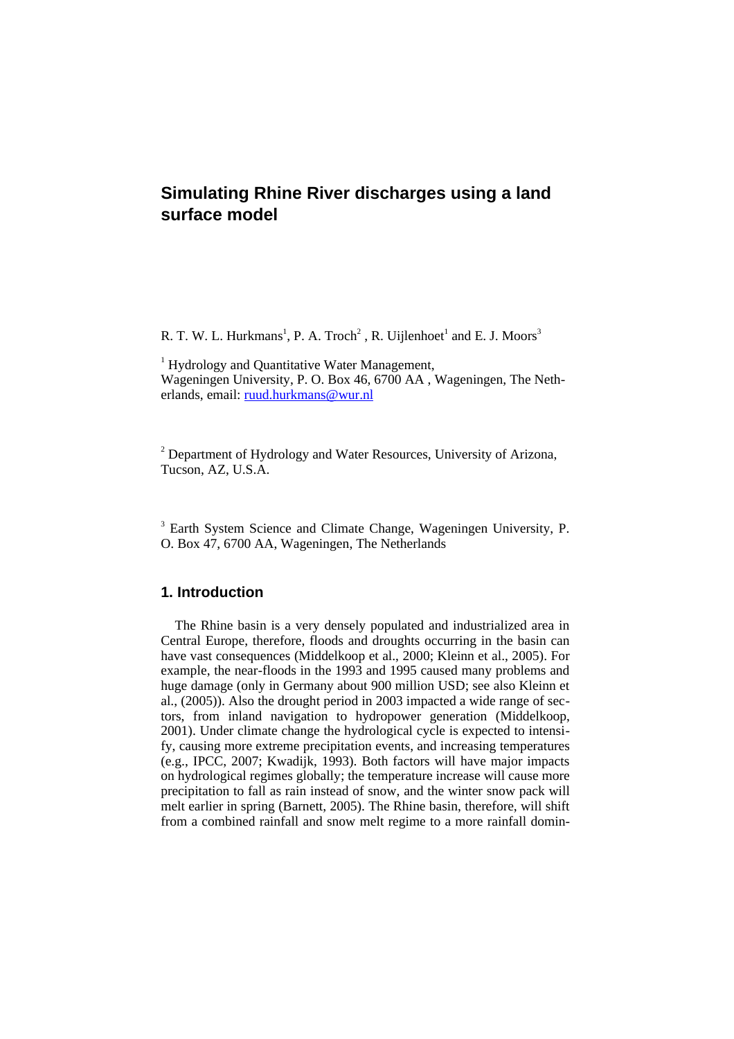# Simulating Rhine River discharges using a land surface model

R. T. W. L. Hurkmans[1], P. A. Troch[2], R. Uijlenhoet[1] and E. J. Moors[3]

[1] Hydrology and Quantitative Water Management,
Wageningen University, P. O. Box 46, 6700 AA , Wageningen, The Netherlands, email: ruud.hurkmans@wur.nl

[2] Department of Hydrology and Water Resources, University of Arizona, Tucson, AZ, U.S.A.

[3] Earth System Science and Climate Change, Wageningen University, P. O. Box 47, 6700 AA, Wageningen, The Netherlands

## 1. Introduction

The Rhine basin is a very densely populated and industrialized area in Central Europe, therefore, floods and droughts occurring in the basin can have vast consequences (Middelkoop et al., 2000; Kleinn et al., 2005). For example, the near-floods in the 1993 and 1995 caused many problems and huge damage (only in Germany about 900 million USD; see also Kleinn et al., (2005)). Also the drought period in 2003 impacted a wide range of sectors, from inland navigation to hydropower generation (Middelkoop, 2001). Under climate change the hydrological cycle is expected to intensify, causing more extreme precipitation events, and increasing temperatures (e.g., IPCC, 2007; Kwadijk, 1993). Both factors will have major impacts on hydrological regimes globally; the temperature increase will cause more precipitation to fall as rain instead of snow, and the winter snow pack will melt earlier in spring (Barnett, 2005). The Rhine basin, therefore, will shift from a combined rainfall and snow melt regime to a more rainfall domin-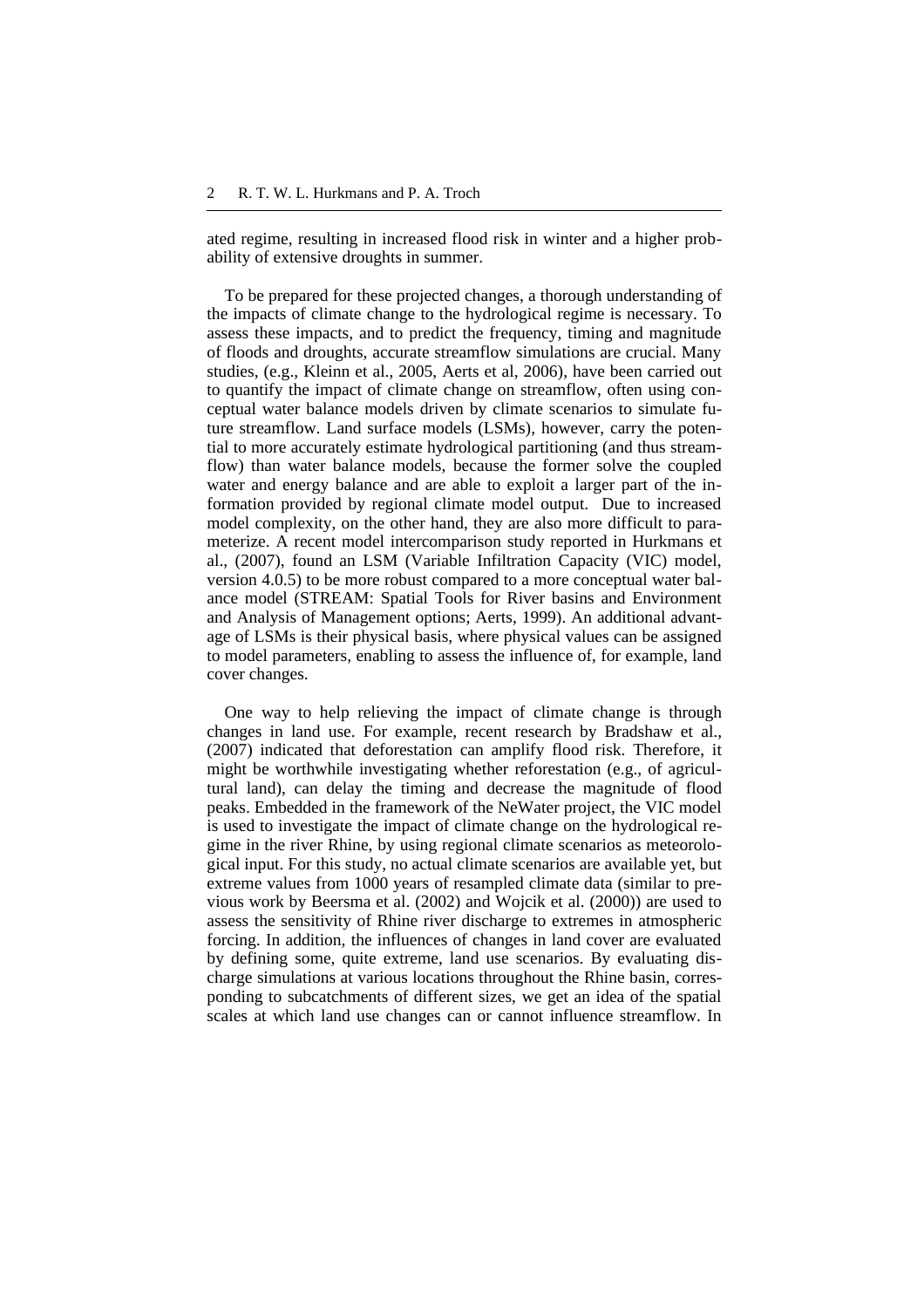ated regime, resulting in increased flood risk in winter and a higher probability of extensive droughts in summer.

To be prepared for these projected changes, a thorough understanding of the impacts of climate change to the hydrological regime is necessary. To assess these impacts, and to predict the frequency, timing and magnitude of floods and droughts, accurate streamflow simulations are crucial. Many studies, (e.g., Kleinn et al., 2005, Aerts et al, 2006), have been carried out to quantify the impact of climate change on streamflow, often using conceptual water balance models driven by climate scenarios to simulate future streamflow. Land surface models (LSMs), however, carry the potential to more accurately estimate hydrological partitioning (and thus streamflow) than water balance models, because the former solve the coupled water and energy balance and are able to exploit a larger part of the information provided by regional climate model output. Due to increased model complexity, on the other hand, they are also more difficult to parameterize. A recent model intercomparison study reported in Hurkmans et al., (2007), found an LSM (Variable Infiltration Capacity (VIC) model, version 4.0.5) to be more robust compared to a more conceptual water balance model (STREAM: Spatial Tools for River basins and Environment and Analysis of Management options; Aerts, 1999). An additional advantage of LSMs is their physical basis, where physical values can be assigned to model parameters, enabling to assess the influence of, for example, land cover changes.

One way to help relieving the impact of climate change is through changes in land use. For example, recent research by Bradshaw et al., (2007) indicated that deforestation can amplify flood risk. Therefore, it might be worthwhile investigating whether reforestation (e.g., of agricultural land), can delay the timing and decrease the magnitude of flood peaks. Embedded in the framework of the NeWater project, the VIC model is used to investigate the impact of climate change on the hydrological regime in the river Rhine, by using regional climate scenarios as meteorological input. For this study, no actual climate scenarios are available yet, but extreme values from 1000 years of resampled climate data (similar to previous work by Beersma et al. (2002) and Wojcik et al. (2000)) are used to assess the sensitivity of Rhine river discharge to extremes in atmospheric forcing. In addition, the influences of changes in land cover are evaluated by defining some, quite extreme, land use scenarios. By evaluating discharge simulations at various locations throughout the Rhine basin, corresponding to subcatchments of different sizes, we get an idea of the spatial scales at which land use changes can or cannot influence streamflow. In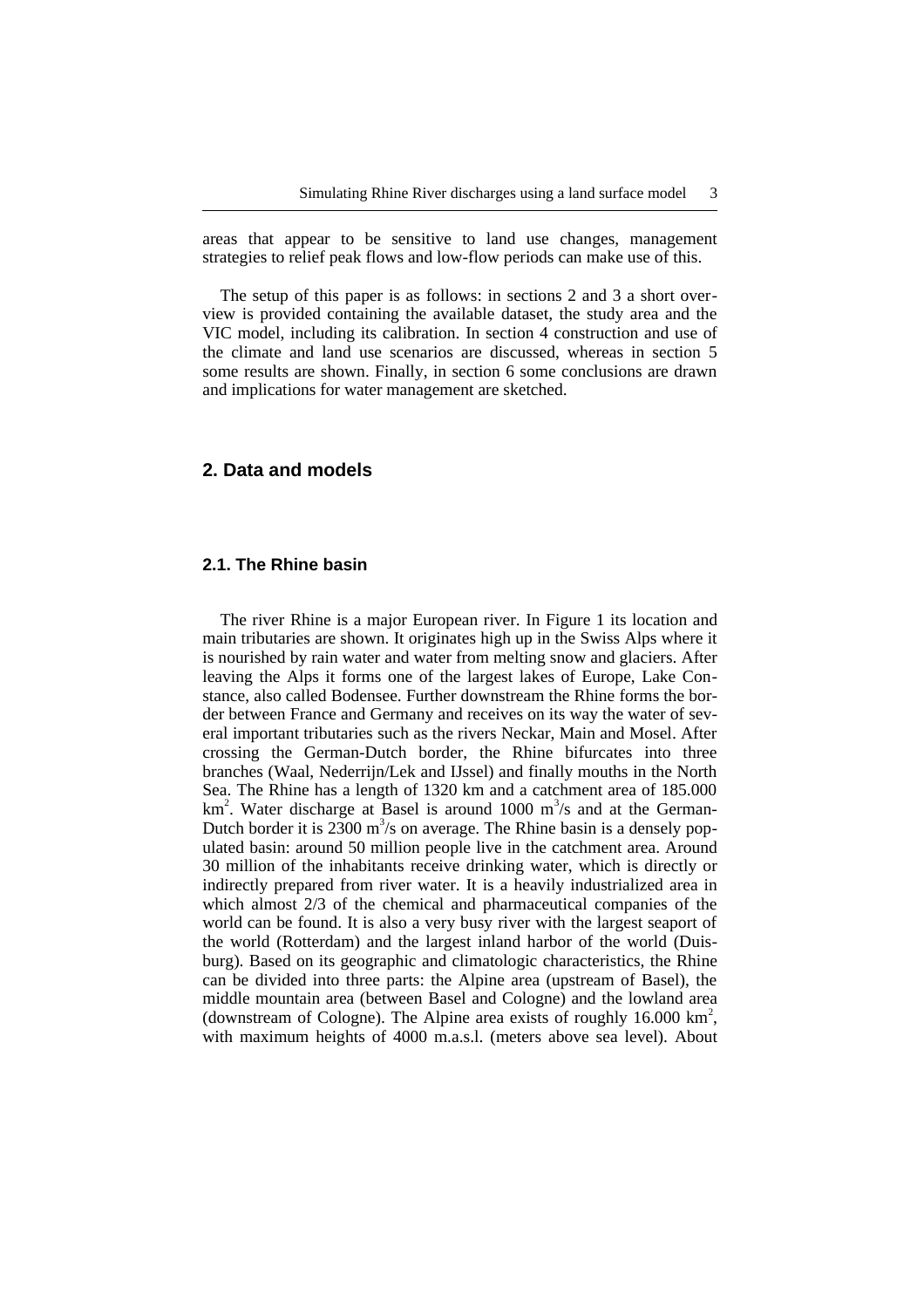areas that appear to be sensitive to land use changes, management strategies to relief peak flows and low-flow periods can make use of this.

The setup of this paper is as follows: in sections 2 and 3 a short overview is provided containing the available dataset, the study area and the VIC model, including its calibration. In section 4 construction and use of the climate and land use scenarios are discussed, whereas in section 5 some results are shown. Finally, in section 6 some conclusions are drawn and implications for water management are sketched.

## 2. Data and models

### 2.1. The Rhine basin

The river Rhine is a major European river. In Figure 1 its location and main tributaries are shown. It originates high up in the Swiss Alps where it is nourished by rain water and water from melting snow and glaciers. After leaving the Alps it forms one of the largest lakes of Europe, Lake Constance, also called Bodensee. Further downstream the Rhine forms the border between France and Germany and receives on its way the water of several important tributaries such as the rivers Neckar, Main and Mosel. After crossing the German-Dutch border, the Rhine bifurcates into three branches (Waal, Nederrijn/Lek and IJssel) and finally mouths in the North Sea. The Rhine has a length of 1320 km and a catchment area of 185.000 $km^2$. Water discharge at Basel is around 1000 $m^3/s$ and at the German-Dutch border it is 2300 $m^3/s$ on average. The Rhine basin is a densely populated basin: around 50 million people live in the catchment area. Around 30 million of the inhabitants receive drinking water, which is directly or indirectly prepared from river water. It is a heavily industrialized area in which almost 2/3 of the chemical and pharmaceutical companies of the world can be found. It is also a very busy river with the largest seaport of the world (Rotterdam) and the largest inland harbor of the world (Duisburg). Based on its geographic and climatologic characteristics, the Rhine can be divided into three parts: the Alpine area (upstream of Basel), the middle mountain area (between Basel and Cologne) and the lowland area (downstream of Cologne). The Alpine area exists of roughly 16.000 $km^2$, with maximum heights of 4000 m.a.s.l. (meters above sea level). About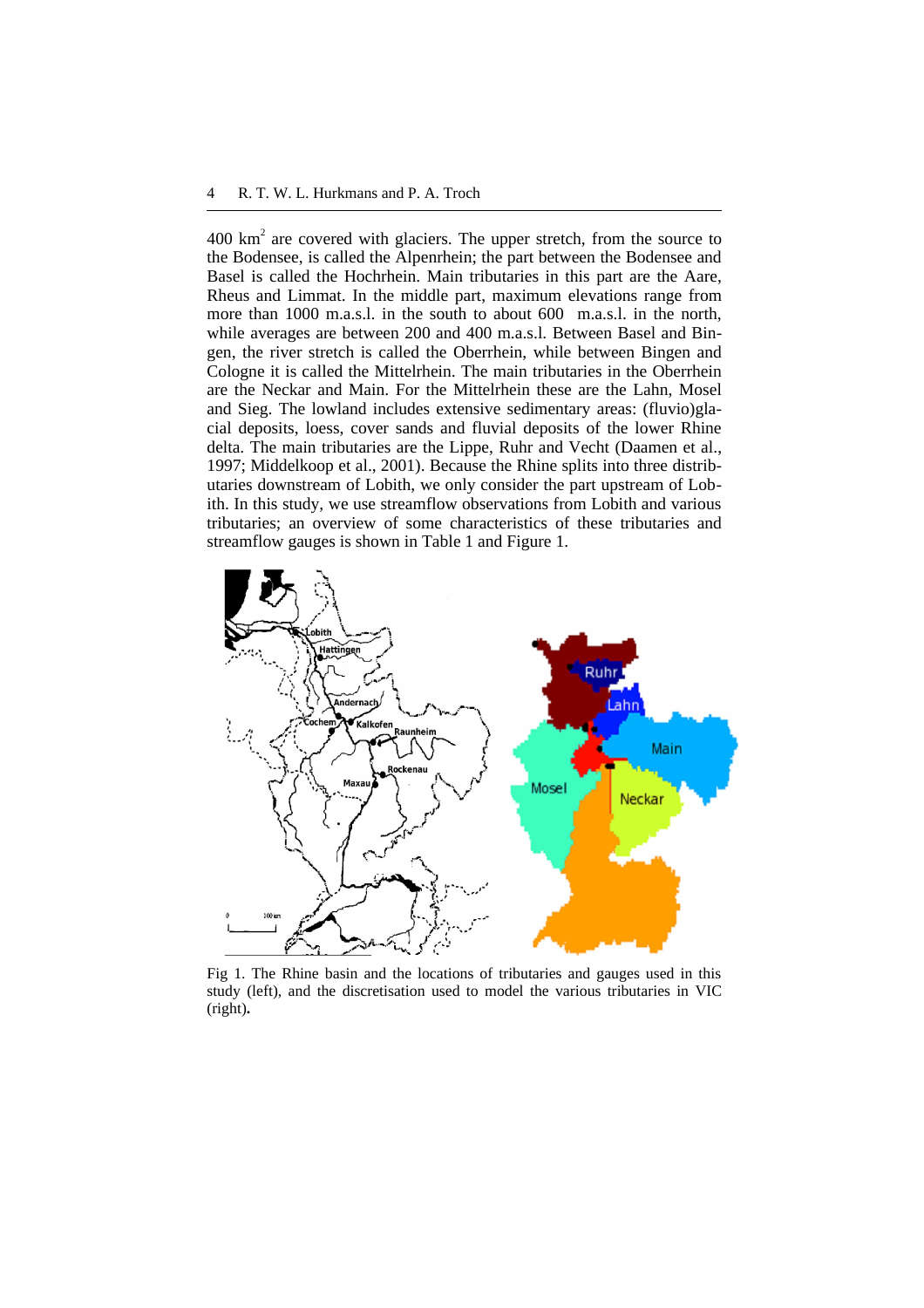400 $km^2$ are covered with glaciers. The upper stretch, from the source to the Bodensee, is called the Alpenrhein; the part between the Bodensee and Basel is called the Hochrhein. Main tributaries in this part are the Aare, Rheus and Limmat. In the middle part, maximum elevations range from more than 1000 m.a.s.l. in the south to about 600 m.a.s.l. in the north, while averages are between 200 and 400 m.a.s.l. Between Basel and Bingen, the river stretch is called the Oberrhein, while between Bingen and Cologne it is called the Mittelrhein. The main tributaries in the Oberrhein are the Neckar and Main. For the Mittelrhein these are the Lahn, Mosel and Sieg. The lowland includes extensive sedimentary areas: (fluvio)glacial deposits, loess, cover sands and fluvial deposits of the lower Rhine delta. The main tributaries are the Lippe, Ruhr and Vecht (Daamen et al., 1997; Middelkoop et al., 2001). Because the Rhine splits into three distributaries downstream of Lobith, we only consider the part upstream of Lobith. In this study, we use streamflow observations from Lobith and various tributaries; an overview of some characteristics of these tributaries and streamflow gauges is shown in Table 1 and Figure 1.

Fig 1. The Rhine basin and the locations of tributaries and gauges used in this study (left), and the discretisation used to model the various tributaries in VIC (right).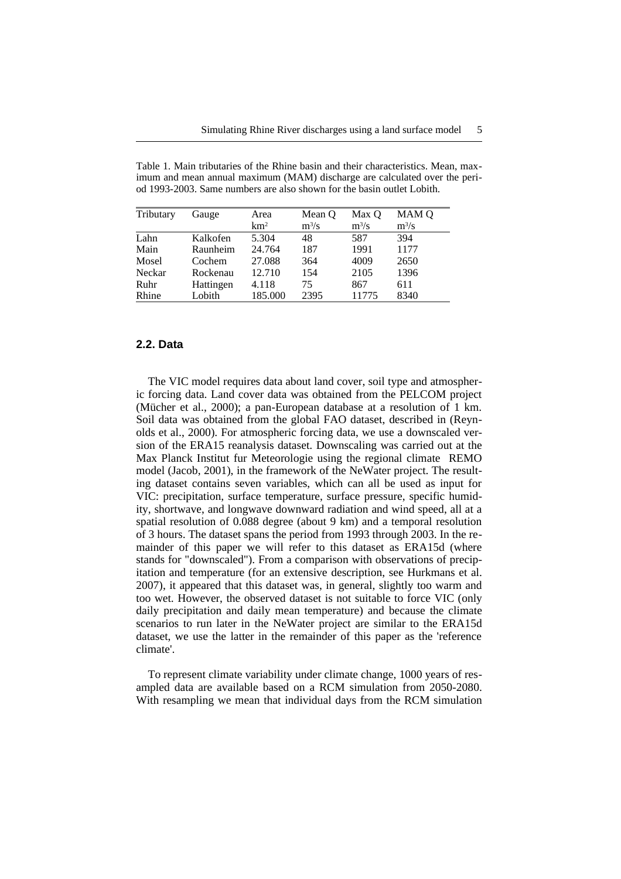Table 1. Main tributaries of the Rhine basin and their characteristics. Mean, maximum and mean annual maximum (MAM) discharge are calculated over the period 1993-2003. Same numbers are also shown for the basin outlet Lobith.

| Tributary | Gauge | Area $km^2$ | Mean Q $m^3/s$ | Max Q $m^3/s$ | MAM Q $m^3/s$ |
|---|---|---|---|---|---|
| Lahn | Kalkofen | 5.304 | 48 | 587 | 394 |
| Main | Raunheim | 24.764 | 187 | 1991 | 1177 |
| Mosel | Cochem | 27.088 | 364 | 4009 | 2650 |
| Neckar | Rockenau | 12.710 | 154 | 2105 | 1396 |
| Ruhr | Hattingen | 4.118 | 75 | 867 | 611 |
| Rhine | Lobith | 185.000 | 2395 | 11775 | 8340 |

## 2.2. Data

The VIC model requires data about land cover, soil type and atmospheric forcing data. Land cover data was obtained from the PELCOM project (Mücher et al., 2000); a pan-European database at a resolution of 1 km. Soil data was obtained from the global FAO dataset, described in (Reynolds et al., 2000). For atmospheric forcing data, we use a downscaled version of the ERA15 reanalysis dataset. Downscaling was carried out at the Max Planck Institut fur Meteorologie using the regional climate REMO model (Jacob, 2001), in the framework of the NeWater project. The resulting dataset contains seven variables, which can all be used as input for VIC: precipitation, surface temperature, surface pressure, specific humidity, shortwave, and longwave downward radiation and wind speed, all at a spatial resolution of 0.088 degree (about 9 km) and a temporal resolution of 3 hours. The dataset spans the period from 1993 through 2003. In the remainder of this paper we will refer to this dataset as ERA15d (where stands for "downscaled"). From a comparison with observations of precipitation and temperature (for an extensive description, see Hurkmans et al. 2007), it appeared that this dataset was, in general, slightly too warm and too wet. However, the observed dataset is not suitable to force VIC (only daily precipitation and daily mean temperature) and because the climate scenarios to run later in the NeWater project are similar to the ERA15d dataset, we use the latter in the remainder of this paper as the 'reference climate'.

To represent climate variability under climate change, 1000 years of resampled data are available based on a RCM simulation from 2050-2080. With resampling we mean that individual days from the RCM simulation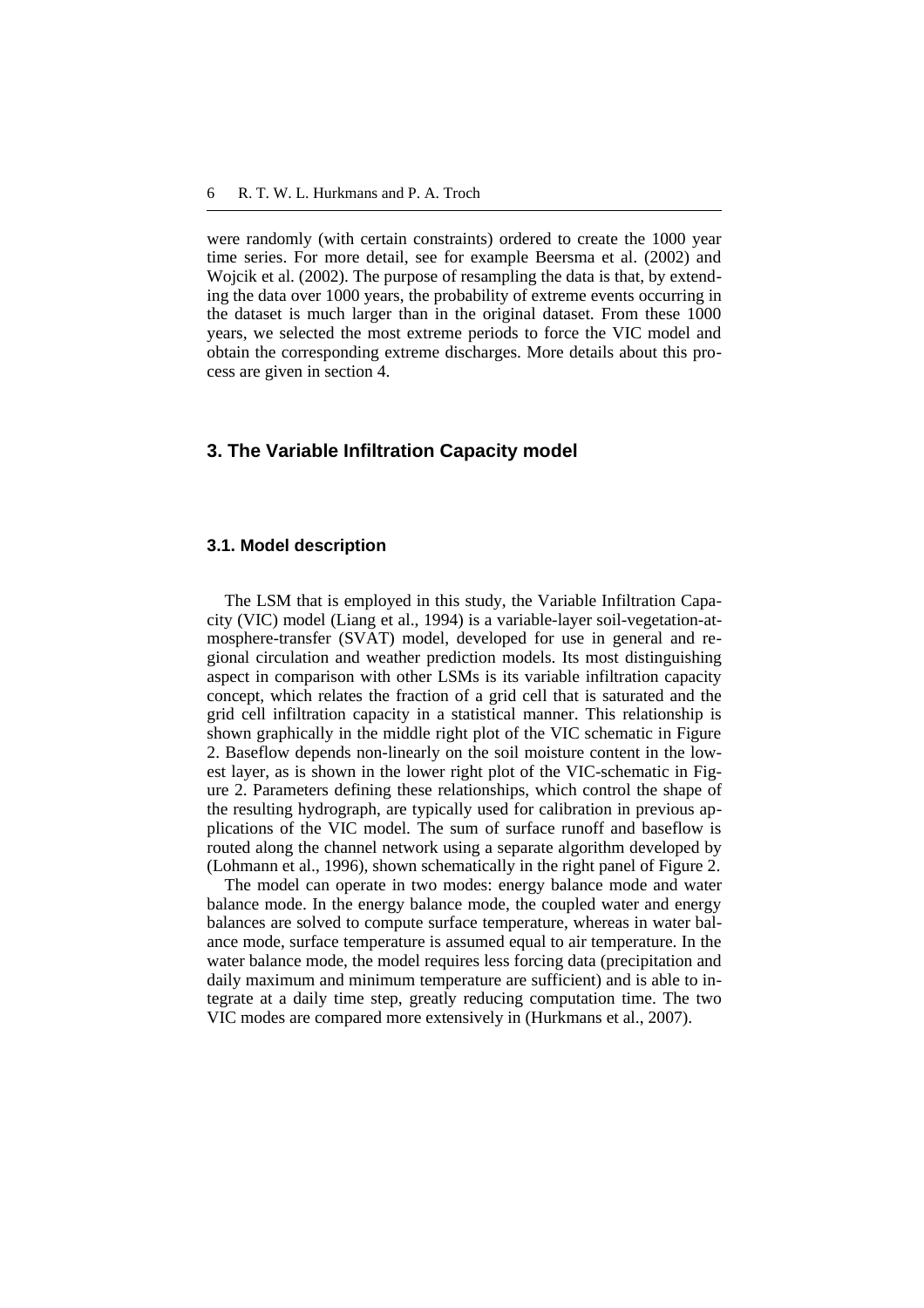were randomly (with certain constraints) ordered to create the 1000 year time series. For more detail, see for example Beersma et al. (2002) and Wojcik et al. (2002). The purpose of resampling the data is that, by extending the data over 1000 years, the probability of extreme events occurring in the dataset is much larger than in the original dataset. From these 1000 years, we selected the most extreme periods to force the VIC model and obtain the corresponding extreme discharges. More details about this process are given in section 4.

## 3. The Variable Infiltration Capacity model

### 3.1. Model description

The LSM that is employed in this study, the Variable Infiltration Capacity (VIC) model (Liang et al., 1994) is a variable-layer soil-vegetation-atmosphere-transfer (SVAT) model, developed for use in general and regional circulation and weather prediction models. Its most distinguishing aspect in comparison with other LSMs is its variable infiltration capacity concept, which relates the fraction of a grid cell that is saturated and the grid cell infiltration capacity in a statistical manner. This relationship is shown graphically in the middle right plot of the VIC schematic in Figure 2. Baseflow depends non-linearly on the soil moisture content in the lowest layer, as is shown in the lower right plot of the VIC-schematic in Figure 2. Parameters defining these relationships, which control the shape of the resulting hydrograph, are typically used for calibration in previous applications of the VIC model. The sum of surface runoff and baseflow is routed along the channel network using a separate algorithm developed by (Lohmann et al., 1996), shown schematically in the right panel of Figure 2.

The model can operate in two modes: energy balance mode and water balance mode. In the energy balance mode, the coupled water and energy balances are solved to compute surface temperature, whereas in water balance mode, surface temperature is assumed equal to air temperature. In the water balance mode, the model requires less forcing data (precipitation and daily maximum and minimum temperature are sufficient) and is able to integrate at a daily time step, greatly reducing computation time. The two VIC modes are compared more extensively in (Hurkmans et al., 2007).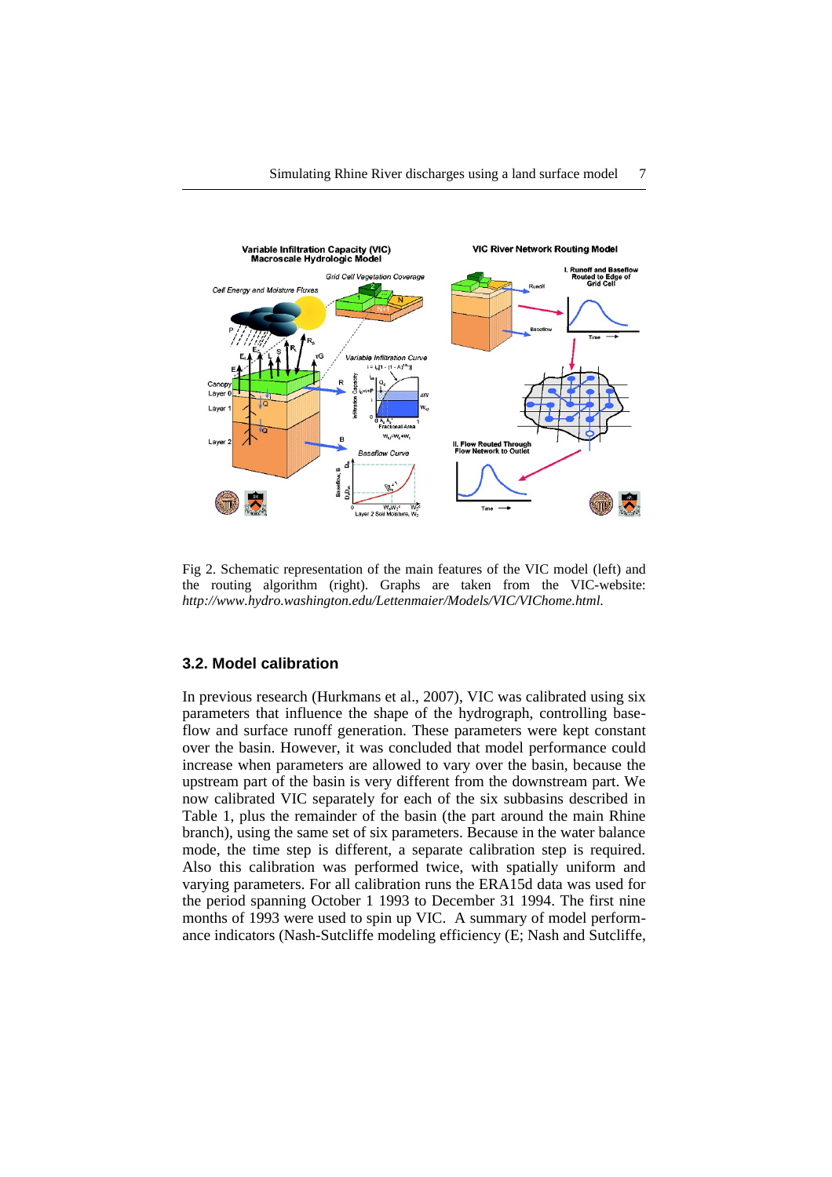Fig 2. Schematic representation of the main features of the VIC model (left) and the routing algorithm (right). Graphs are taken from the VIC-website: *http://www.hydro.washington.edu/Lettenmaier/Models/VIC/VIChome.html.*

### 3.2. Model calibration

In previous research (Hurkmans et al., 2007), VIC was calibrated using six parameters that influence the shape of the hydrograph, controlling base-flow and surface runoff generation. These parameters were kept constant over the basin. However, it was concluded that model performance could increase when parameters are allowed to vary over the basin, because the upstream part of the basin is very different from the downstream part. We now calibrated VIC separately for each of the six subbasins described in Table 1, plus the remainder of the basin (the part around the main Rhine branch), using the same set of six parameters. Because in the water balance mode, the time step is different, a separate calibration step is required. Also this calibration was performed twice, with spatially uniform and varying parameters. For all calibration runs the ERA15d data was used for the period spanning October 1 1993 to December 31 1994. The first nine months of 1993 were used to spin up VIC. A summary of model performance indicators (Nash-Sutcliffe modeling efficiency (E; Nash and Sutcliffe,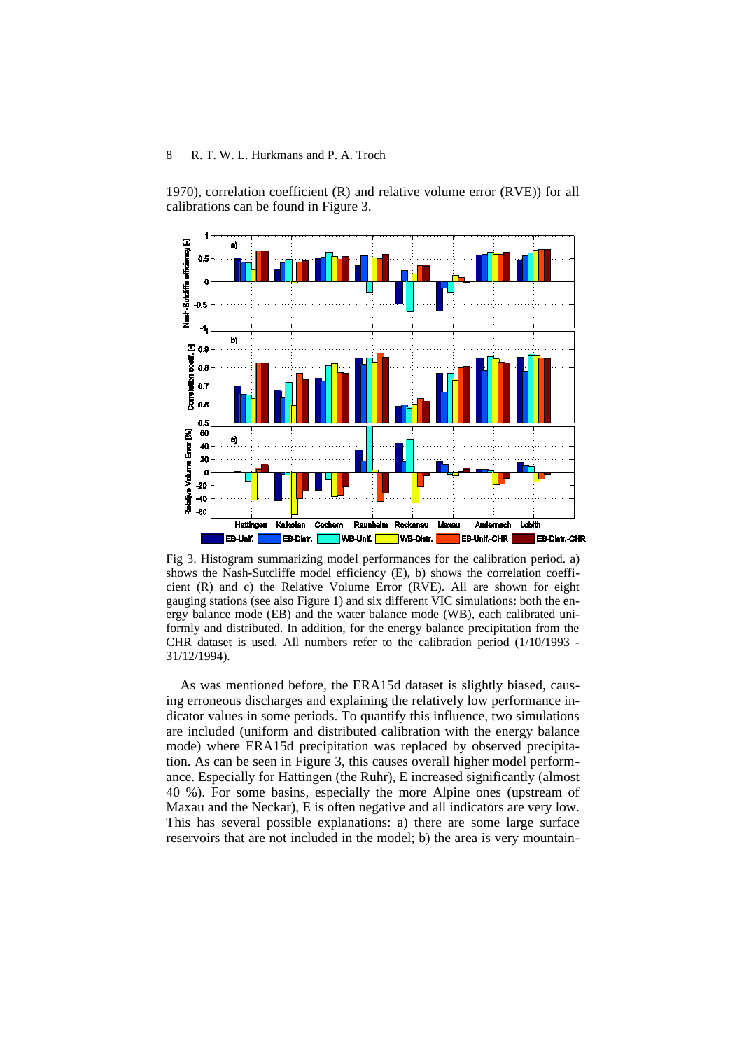1970), correlation coefficient (R) and relative volume error (RVE)) for all calibrations can be found in Figure 3.

Fig 3. Histogram summarizing model performances for the calibration period. a) shows the Nash-Sutcliffe model efficiency (E), b) shows the correlation coefficient (R) and c) the Relative Volume Error (RVE). All are shown for eight gauging stations (see also Figure 1) and six different VIC simulations: both the energy balance mode (EB) and the water balance mode (WB), each calibrated uniformly and distributed. In addition, for the energy balance precipitation from the CHR dataset is used. All numbers refer to the calibration period (1/10/1993 - 31/12/1994).

As was mentioned before, the ERA15d dataset is slightly biased, causing erroneous discharges and explaining the relatively low performance indicator values in some periods. To quantify this influence, two simulations are included (uniform and distributed calibration with the energy balance mode) where ERA15d precipitation was replaced by observed precipitation. As can be seen in Figure 3, this causes overall higher model performance. Especially for Hattingen (the Ruhr), E increased significantly (almost 40 %). For some basins, especially the more Alpine ones (upstream of Maxau and the Neckar), E is often negative and all indicators are very low. This has several possible explanations: a) there are some large surface reservoirs that are not included in the model; b) the area is very mountain-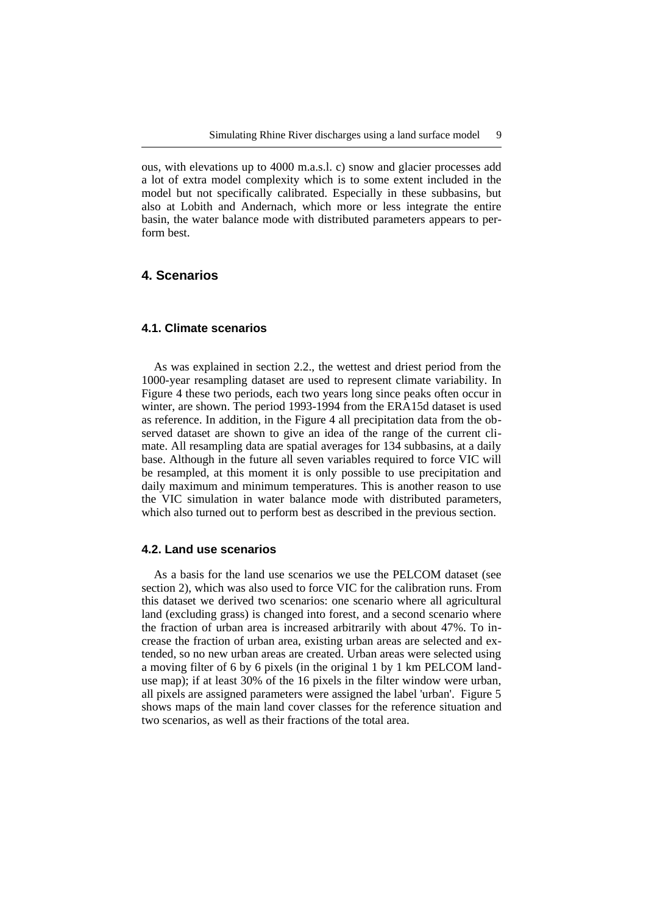ous, with elevations up to 4000 m.a.s.l. c) snow and glacier processes add a lot of extra model complexity which is to some extent included in the model but not specifically calibrated. Especially in these subbasins, but also at Lobith and Andernach, which more or less integrate the entire basin, the water balance mode with distributed parameters appears to perform best.

## 4. Scenarios

### 4.1. Climate scenarios

As was explained in section 2.2., the wettest and driest period from the 1000-year resampling dataset are used to represent climate variability. In Figure 4 these two periods, each two years long since peaks often occur in winter, are shown. The period 1993-1994 from the ERA15d dataset is used as reference. In addition, in the Figure 4 all precipitation data from the observed dataset are shown to give an idea of the range of the current climate. All resampling data are spatial averages for 134 subbasins, at a daily base. Although in the future all seven variables required to force VIC will be resampled, at this moment it is only possible to use precipitation and daily maximum and minimum temperatures. This is another reason to use the VIC simulation in water balance mode with distributed parameters, which also turned out to perform best as described in the previous section.

### 4.2. Land use scenarios

As a basis for the land use scenarios we use the PELCOM dataset (see section 2), which was also used to force VIC for the calibration runs. From this dataset we derived two scenarios: one scenario where all agricultural land (excluding grass) is changed into forest, and a second scenario where the fraction of urban area is increased arbitrarily with about 47%. To increase the fraction of urban area, existing urban areas are selected and extended, so no new urban areas are created. Urban areas were selected using a moving filter of 6 by 6 pixels (in the original 1 by 1 km PELCOM landuse map); if at least 30% of the 16 pixels in the filter window were urban, all pixels are assigned parameters were assigned the label 'urban'. Figure 5 shows maps of the main land cover classes for the reference situation and two scenarios, as well as their fractions of the total area.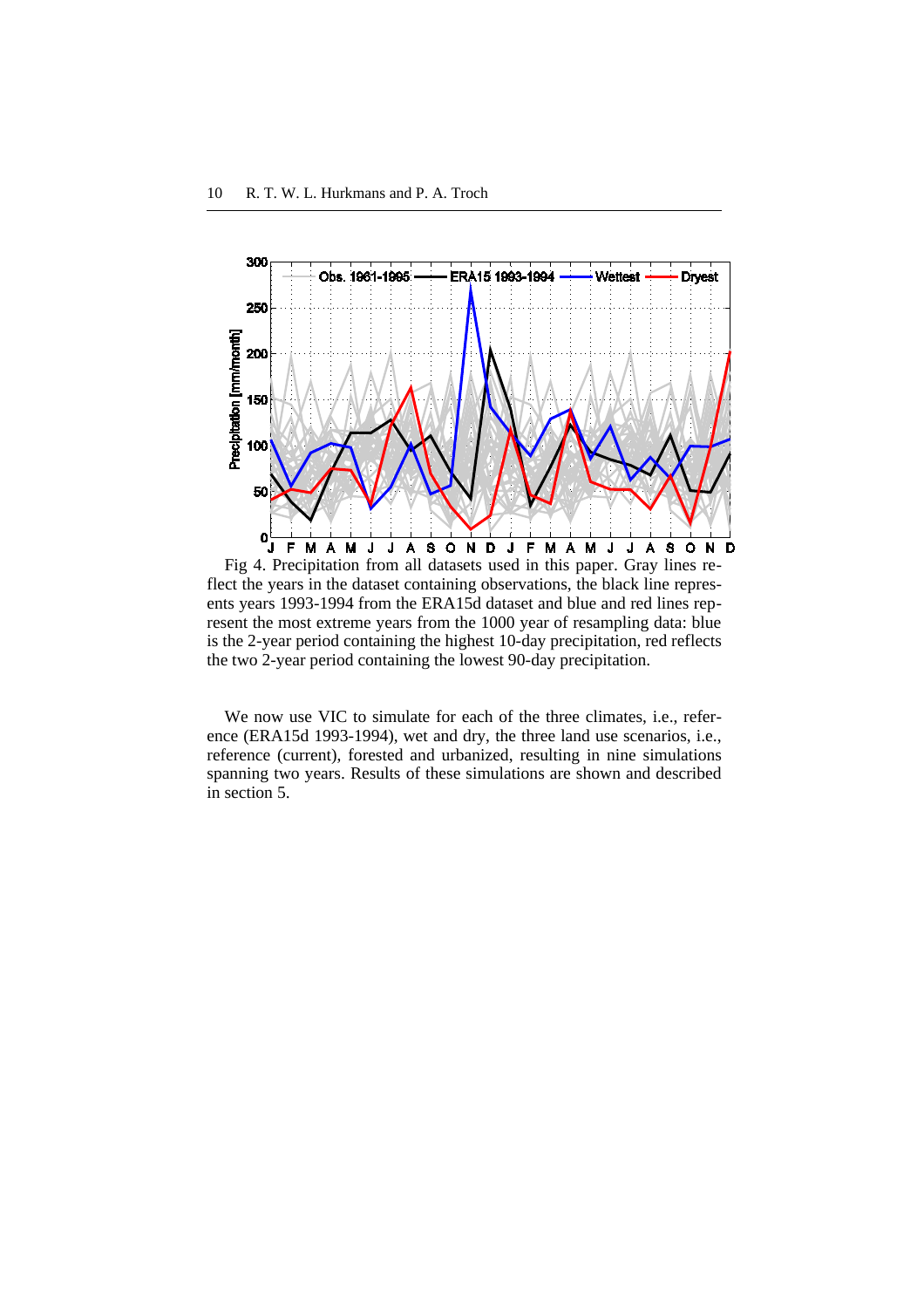Fig 4. Precipitation from all datasets used in this paper. Gray lines reflect the years in the dataset containing observations, the black line represents years 1993-1994 from the ERA15d dataset and blue and red lines represent the most extreme years from the 1000 year of resampling data: blue is the 2-year period containing the highest 10-day precipitation, red reflects the two 2-year period containing the lowest 90-day precipitation.

We now use VIC to simulate for each of the three climates, i.e., reference (ERA15d 1993-1994), wet and dry, the three land use scenarios, i.e., reference (current), forested and urbanized, resulting in nine simulations spanning two years. Results of these simulations are shown and described in section 5.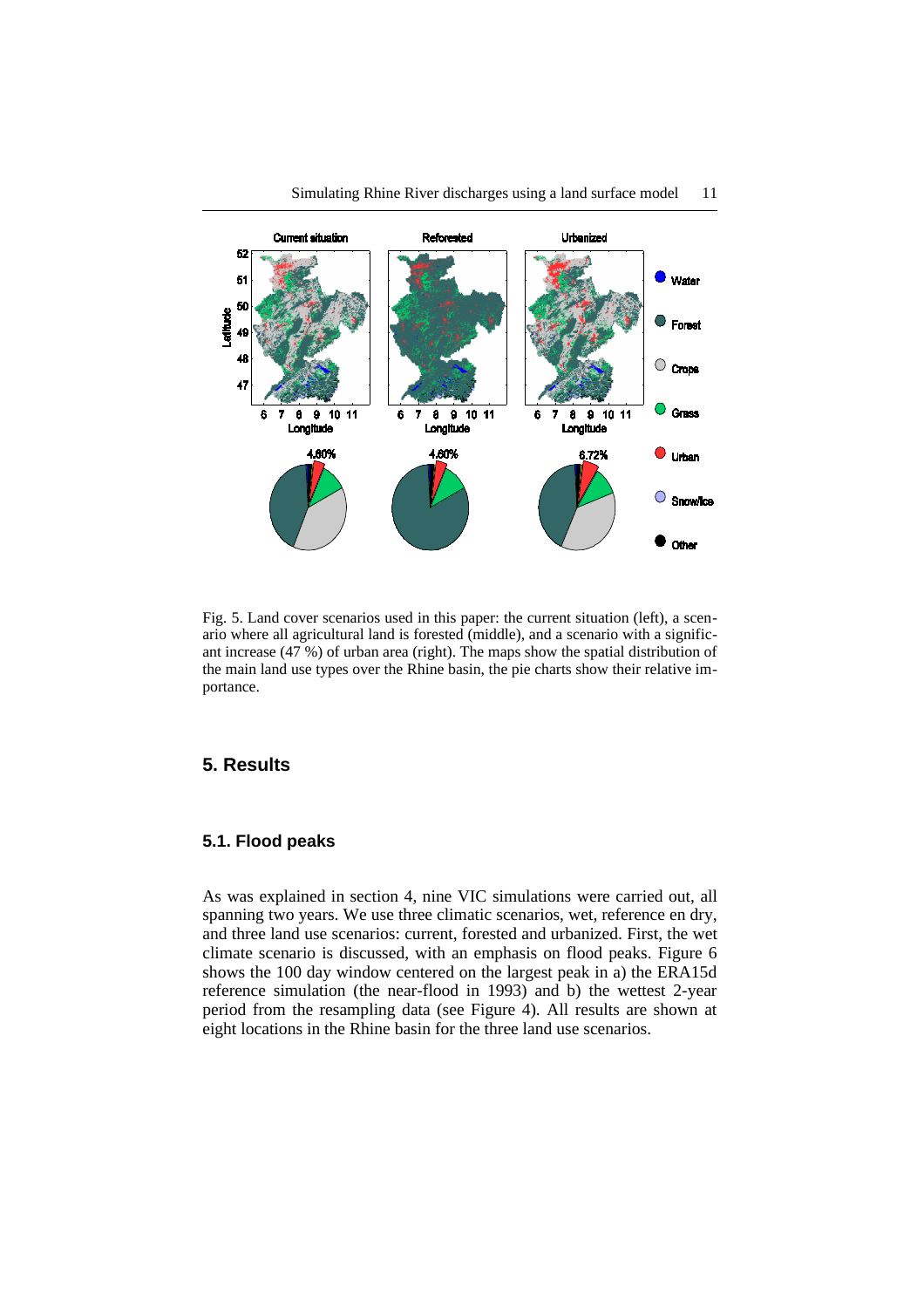Fig. 5. Land cover scenarios used in this paper: the current situation (left), a scenario where all agricultural land is forested (middle), and a scenario with a significant increase (47 %) of urban area (right). The maps show the spatial distribution of the main land use types over the Rhine basin, the pie charts show their relative importance.

## 5. Results

### 5.1. Flood peaks

As was explained in section 4, nine VIC simulations were carried out, all spanning two years. We use three climatic scenarios, wet, reference en dry, and three land use scenarios: current, forested and urbanized. First, the wet climate scenario is discussed, with an emphasis on flood peaks. Figure 6 shows the 100 day window centered on the largest peak in a) the ERA15d reference simulation (the near-flood in 1993) and b) the wettest 2-year period from the resampling data (see Figure 4). All results are shown at eight locations in the Rhine basin for the three land use scenarios.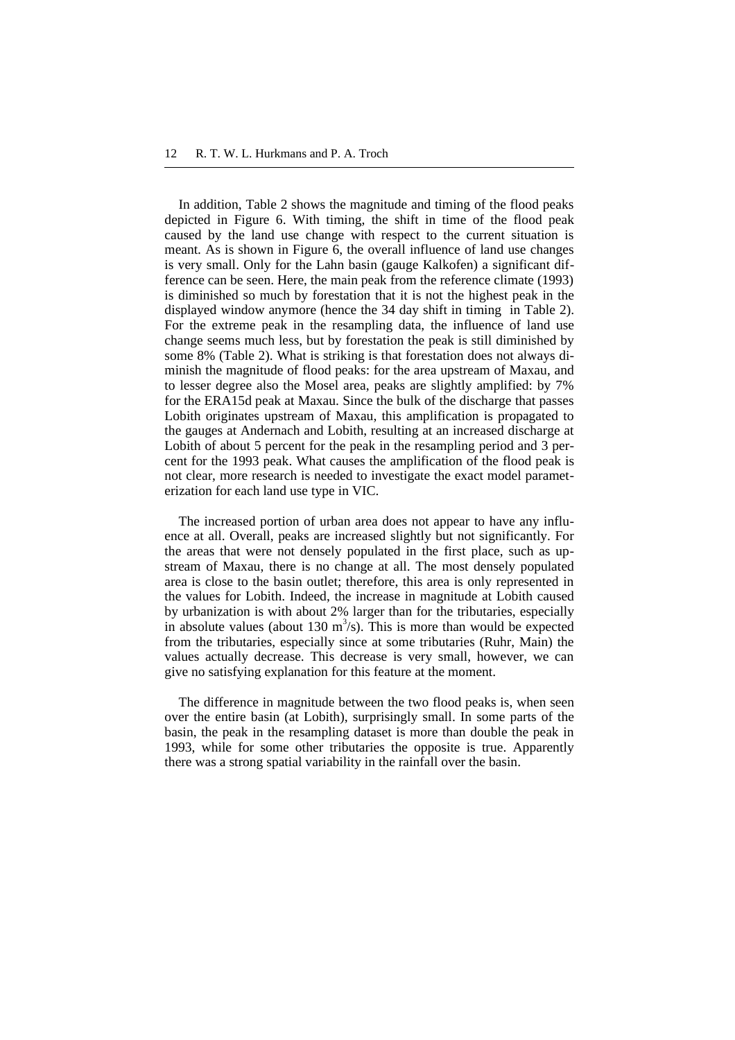In addition, Table 2 shows the magnitude and timing of the flood peaks depicted in Figure 6. With timing, the shift in time of the flood peak caused by the land use change with respect to the current situation is meant. As is shown in Figure 6, the overall influence of land use changes is very small. Only for the Lahn basin (gauge Kalkofen) a significant difference can be seen. Here, the main peak from the reference climate (1993) is diminished so much by forestation that it is not the highest peak in the displayed window anymore (hence the 34 day shift in timing in Table 2). For the extreme peak in the resampling data, the influence of land use change seems much less, but by forestation the peak is still diminished by some 8% (Table 2). What is striking is that forestation does not always diminish the magnitude of flood peaks: for the area upstream of Maxau, and to lesser degree also the Mosel area, peaks are slightly amplified: by 7% for the ERA15d peak at Maxau. Since the bulk of the discharge that passes Lobith originates upstream of Maxau, this amplification is propagated to the gauges at Andernach and Lobith, resulting at an increased discharge at Lobith of about 5 percent for the peak in the resampling period and 3 percent for the 1993 peak. What causes the amplification of the flood peak is not clear, more research is needed to investigate the exact model parameterization for each land use type in VIC.

The increased portion of urban area does not appear to have any influence at all. Overall, peaks are increased slightly but not significantly. For the areas that were not densely populated in the first place, such as upstream of Maxau, there is no change at all. The most densely populated area is close to the basin outlet; therefore, this area is only represented in the values for Lobith. Indeed, the increase in magnitude at Lobith caused by urbanization is with about 2% larger than for the tributaries, especially in absolute values (about 130 $m^3/s$). This is more than would be expected from the tributaries, especially since at some tributaries (Ruhr, Main) the values actually decrease. This decrease is very small, however, we can give no satisfying explanation for this feature at the moment.

The difference in magnitude between the two flood peaks is, when seen over the entire basin (at Lobith), surprisingly small. In some parts of the basin, the peak in the resampling dataset is more than double the peak in 1993, while for some other tributaries the opposite is true. Apparently there was a strong spatial variability in the rainfall over the basin.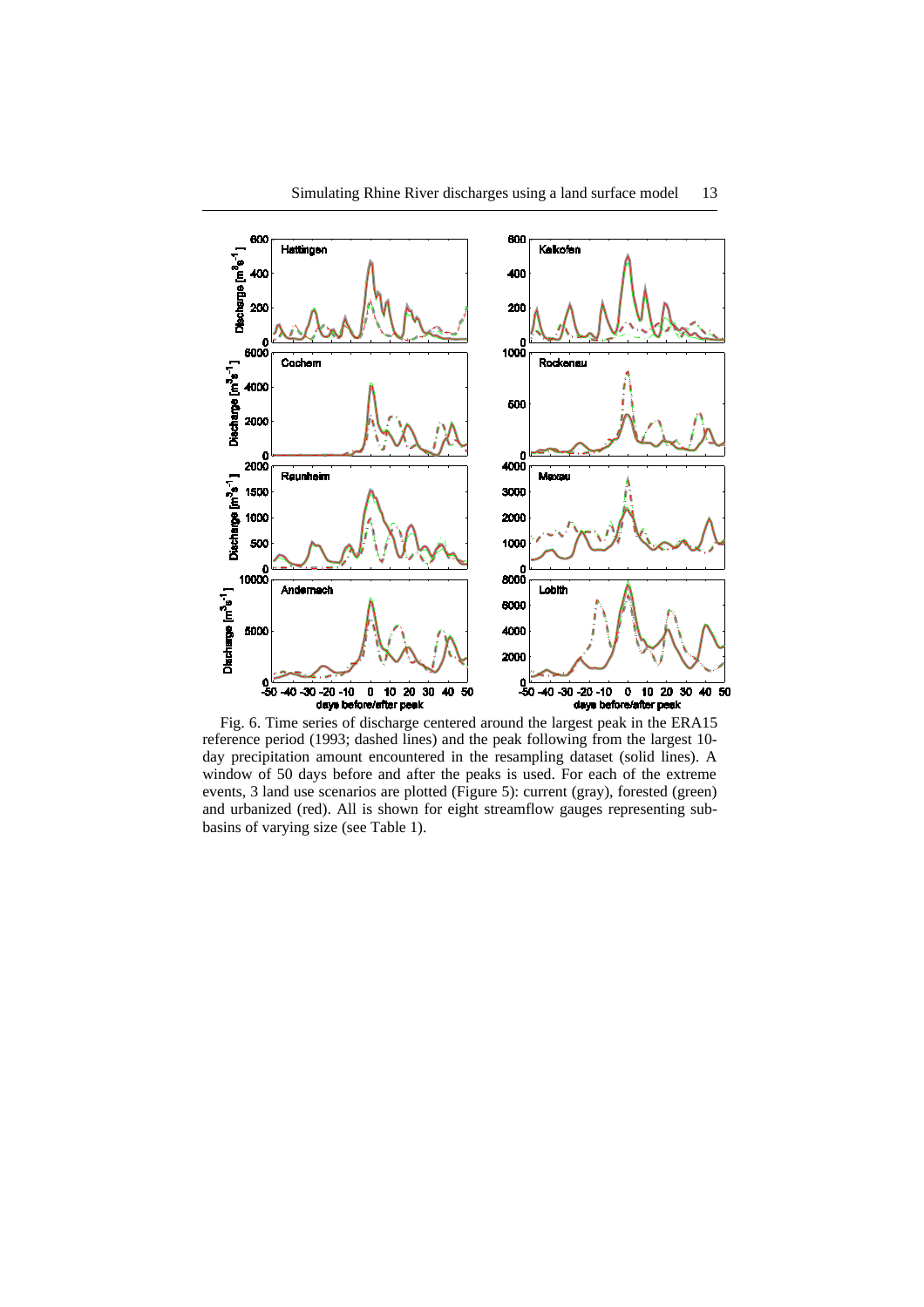Fig. 6. Time series of discharge centered around the largest peak in the ERA15 reference period (1993; dashed lines) and the peak following from the largest 10-day precipitation amount encountered in the resampling dataset (solid lines). A window of 50 days before and after the peaks is used. For each of the extreme events, 3 land use scenarios are plotted (Figure 5): current (gray), forested (green) and urbanized (red). All is shown for eight streamflow gauges representing sub-basins of varying size (see Table 1).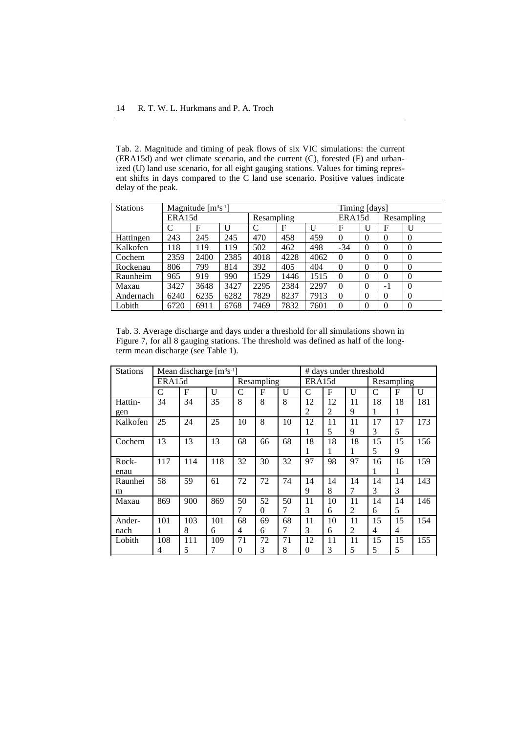Tab. 2. Magnitude and timing of peak flows of six VIC simulations: the current (ERA15d) and wet climate scenario, and the current (C), forested (F) and urbanized (U) land use scenario, for all eight gauging stations. Values for timing represent shifts in days compared to the C land use scenario. Positive values indicate delay of the peak.

| Stations | Magnitude [$m^3s^{-1}$] | | | | | | Timing [days] | | | |
|---|---|---|---|---|---|---|---|---|---|---|
| | ERA15d | | | Resampling | | | ERA15d | | Resampling | |
| | C | F | U | C | F | U | F | U | F | U |
| Hattingen | 243 | 245 | 245 | 470 | 458 | 459 | 0 | 0 | 0 | 0 |
| Kalkofen | 118 | 119 | 119 | 502 | 462 | 498 | -34 | 0 | 0 | 0 |
| Cochem | 2359 | 2400 | 2385 | 4018 | 4228 | 4062 | 0 | 0 | 0 | 0 |
| Rockenau | 806 | 799 | 814 | 392 | 405 | 404 | 0 | 0 | 0 | 0 |
| Raunheim | 965 | 919 | 990 | 1529 | 1446 | 1515 | 0 | 0 | 0 | 0 |
| Maxau | 3427 | 3648 | 3427 | 2295 | 2384 | 2297 | 0 | 0 | -1 | 0 |
| Andernach | 6240 | 6235 | 6282 | 7829 | 8237 | 7913 | 0 | 0 | 0 | 0 |
| Lobith | 6720 | 6911 | 6768 | 7469 | 7832 | 7601 | 0 | 0 | 0 | 0 |

Tab. 3. Average discharge and days under a threshold for all simulations shown in Figure 7, for all 8 gauging stations. The threshold was defined as half of the long-term mean discharge (see Table 1).

| Stations | Mean discharge [$m^3s^{-1}$] | | | | | | # days under threshold | | | | | |
|---|---|---|---|---|---|---|---|---|---|---|---|---|
| | ERA15d | | | Resampling | | | ERA15d | | | Resampling | | |
| | C | F | U | C | F | U | C | F | U | C | F | U |
| Hattingen | 34 | 34 | 35 | 8 | 8 | 8 | 122 | 122 | 119 | 181 | 181 | 181 |
| Kalkofen | 25 | 24 | 25 | 10 | 8 | 10 | 121 | 115 | 119 | 173 | 175 | 173 |
| Cochem | 13 | 13 | 13 | 68 | 66 | 68 | 181 | 181 | 181 | 155 | 159 | 156 |
| Rockenau | 117 | 114 | 118 | 32 | 30 | 32 | 97 | 98 | 97 | 161 | 161 | 159 |
| Raunheim | 58 | 59 | 61 | 72 | 72 | 74 | 149 | 148 | 147 | 143 | 143 | 143 |
| Maxau | 869 | 900 | 869 | 507 | 520 | 507 | 113 | 106 | 112 | 146 | 145 | 146 |
| Andernach | 1011 | 1038 | 1016 | 684 | 696 | 687 | 113 | 106 | 112 | 154 | 154 | 154 |
| Lobith | 1084 | 1115 | 1097 | 710 | 723 | 718 | 120 | 113 | 115 | 155 | 155 | 155 |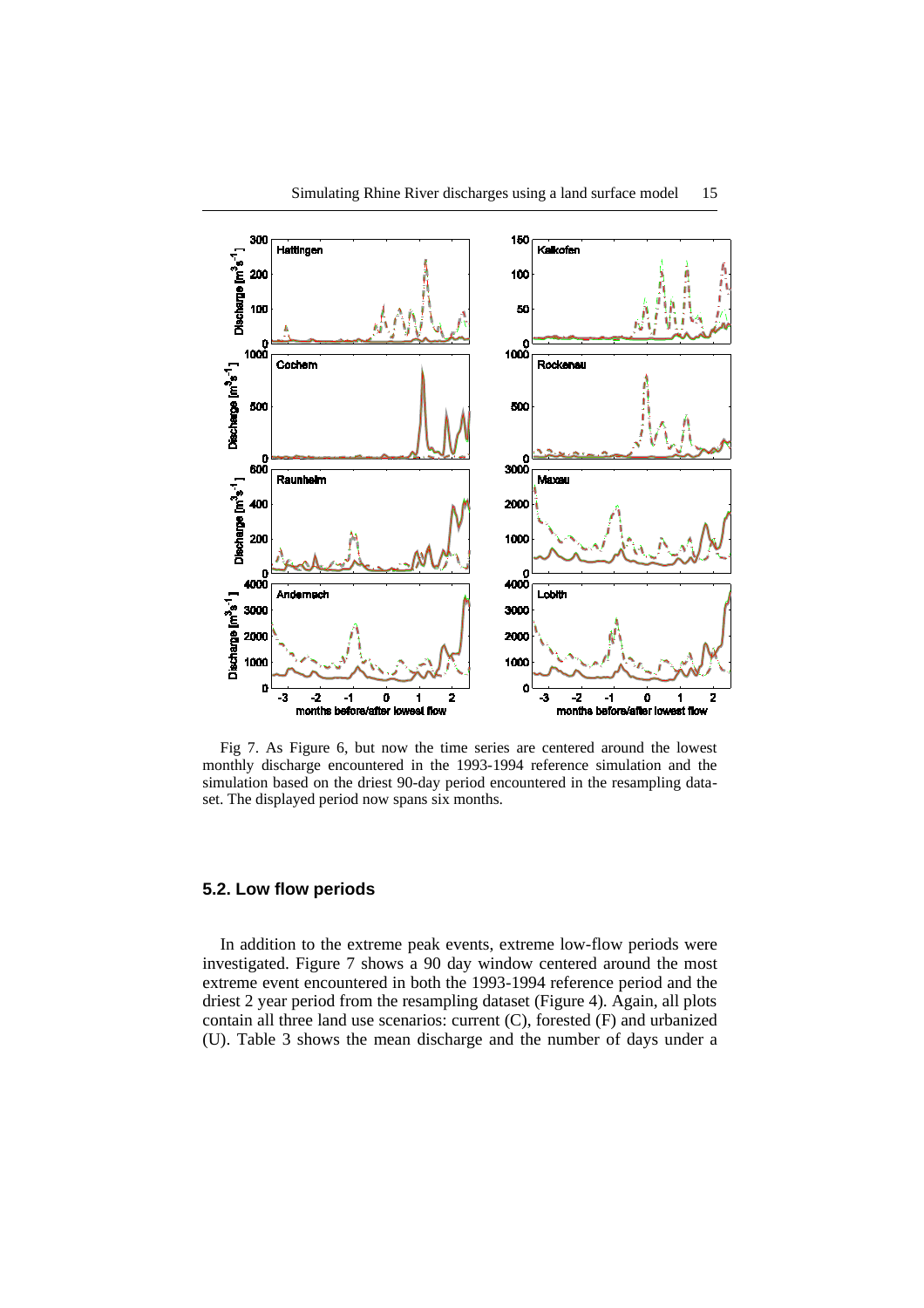Fig 7. As Figure 6, but now the time series are centered around the lowest monthly discharge encountered in the 1993-1994 reference simulation and the simulation based on the driest 90-day period encountered in the resampling dataset. The displayed period now spans six months.

## 5.2. Low flow periods

In addition to the extreme peak events, extreme low-flow periods were investigated. Figure 7 shows a 90 day window centered around the most extreme event encountered in both the 1993-1994 reference period and the driest 2 year period from the resampling dataset (Figure 4). Again, all plots contain all three land use scenarios: current (C), forested (F) and urbanized (U). Table 3 shows the mean discharge and the number of days under a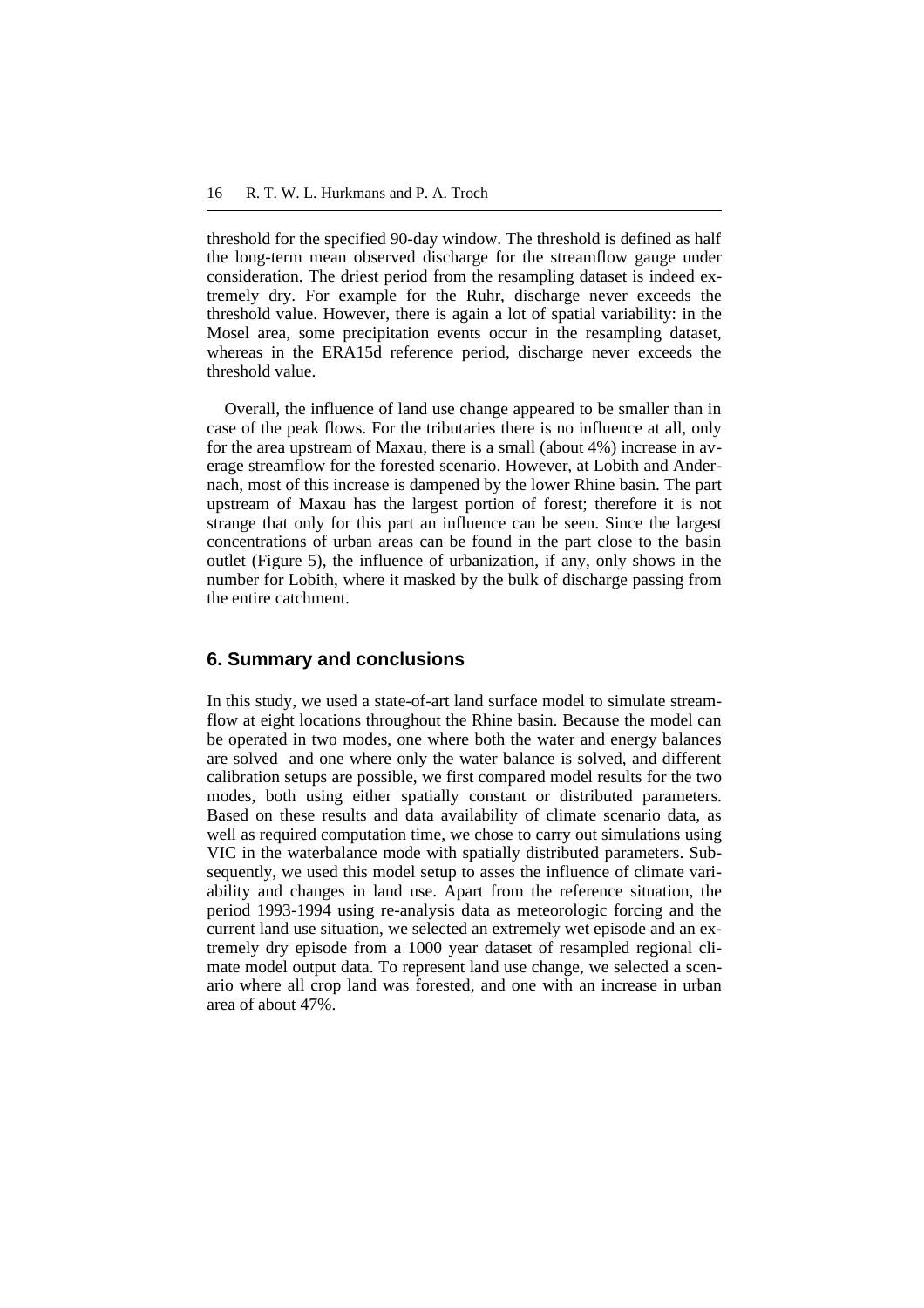threshold for the specified 90-day window. The threshold is defined as half the long-term mean observed discharge for the streamflow gauge under consideration. The driest period from the resampling dataset is indeed extremely dry. For example for the Ruhr, discharge never exceeds the threshold value. However, there is again a lot of spatial variability: in the Mosel area, some precipitation events occur in the resampling dataset, whereas in the ERA15d reference period, discharge never exceeds the threshold value.

Overall, the influence of land use change appeared to be smaller than in case of the peak flows. For the tributaries there is no influence at all, only for the area upstream of Maxau, there is a small (about 4%) increase in average streamflow for the forested scenario. However, at Lobith and Andernach, most of this increase is dampened by the lower Rhine basin. The part upstream of Maxau has the largest portion of forest; therefore it is not strange that only for this part an influence can be seen. Since the largest concentrations of urban areas can be found in the part close to the basin outlet (Figure 5), the influence of urbanization, if any, only shows in the number for Lobith, where it masked by the bulk of discharge passing from the entire catchment.

## 6. Summary and conclusions

In this study, we used a state-of-art land surface model to simulate streamflow at eight locations throughout the Rhine basin. Because the model can be operated in two modes, one where both the water and energy balances are solved and one where only the water balance is solved, and different calibration setups are possible, we first compared model results for the two modes, both using either spatially constant or distributed parameters. Based on these results and data availability of climate scenario data, as well as required computation time, we chose to carry out simulations using VIC in the waterbalance mode with spatially distributed parameters. Subsequently, we used this model setup to asses the influence of climate variability and changes in land use. Apart from the reference situation, the period 1993-1994 using re-analysis data as meteorologic forcing and the current land use situation, we selected an extremely wet episode and an extremely dry episode from a 1000 year dataset of resampled regional climate model output data. To represent land use change, we selected a scenario where all crop land was forested, and one with an increase in urban area of about 47%.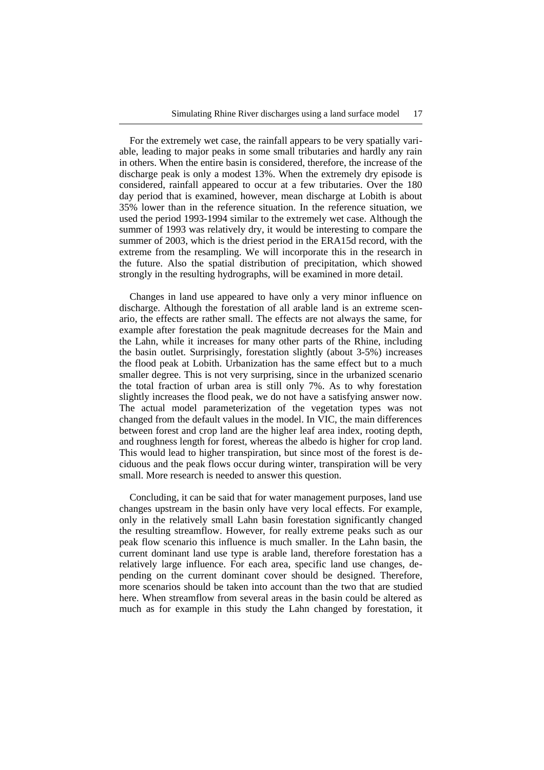For the extremely wet case, the rainfall appears to be very spatially variable, leading to major peaks in some small tributaries and hardly any rain in others. When the entire basin is considered, therefore, the increase of the discharge peak is only a modest 13%. When the extremely dry episode is considered, rainfall appeared to occur at a few tributaries. Over the 180 day period that is examined, however, mean discharge at Lobith is about 35% lower than in the reference situation. In the reference situation, we used the period 1993-1994 similar to the extremely wet case. Although the summer of 1993 was relatively dry, it would be interesting to compare the summer of 2003, which is the driest period in the ERA15d record, with the extreme from the resampling. We will incorporate this in the research in the future. Also the spatial distribution of precipitation, which showed strongly in the resulting hydrographs, will be examined in more detail.

Changes in land use appeared to have only a very minor influence on discharge. Although the forestation of all arable land is an extreme scenario, the effects are rather small. The effects are not always the same, for example after forestation the peak magnitude decreases for the Main and the Lahn, while it increases for many other parts of the Rhine, including the basin outlet. Surprisingly, forestation slightly (about 3-5%) increases the flood peak at Lobith. Urbanization has the same effect but to a much smaller degree. This is not very surprising, since in the urbanized scenario the total fraction of urban area is still only 7%. As to why forestation slightly increases the flood peak, we do not have a satisfying answer now. The actual model parameterization of the vegetation types was not changed from the default values in the model. In VIC, the main differences between forest and crop land are the higher leaf area index, rooting depth, and roughness length for forest, whereas the albedo is higher for crop land. This would lead to higher transpiration, but since most of the forest is deciduous and the peak flows occur during winter, transpiration will be very small. More research is needed to answer this question.

Concluding, it can be said that for water management purposes, land use changes upstream in the basin only have very local effects. For example, only in the relatively small Lahn basin forestation significantly changed the resulting streamflow. However, for really extreme peaks such as our peak flow scenario this influence is much smaller. In the Lahn basin, the current dominant land use type is arable land, therefore forestation has a relatively large influence. For each area, specific land use changes, depending on the current dominant cover should be designed. Therefore, more scenarios should be taken into account than the two that are studied here. When streamflow from several areas in the basin could be altered as much as for example in this study the Lahn changed by forestation, it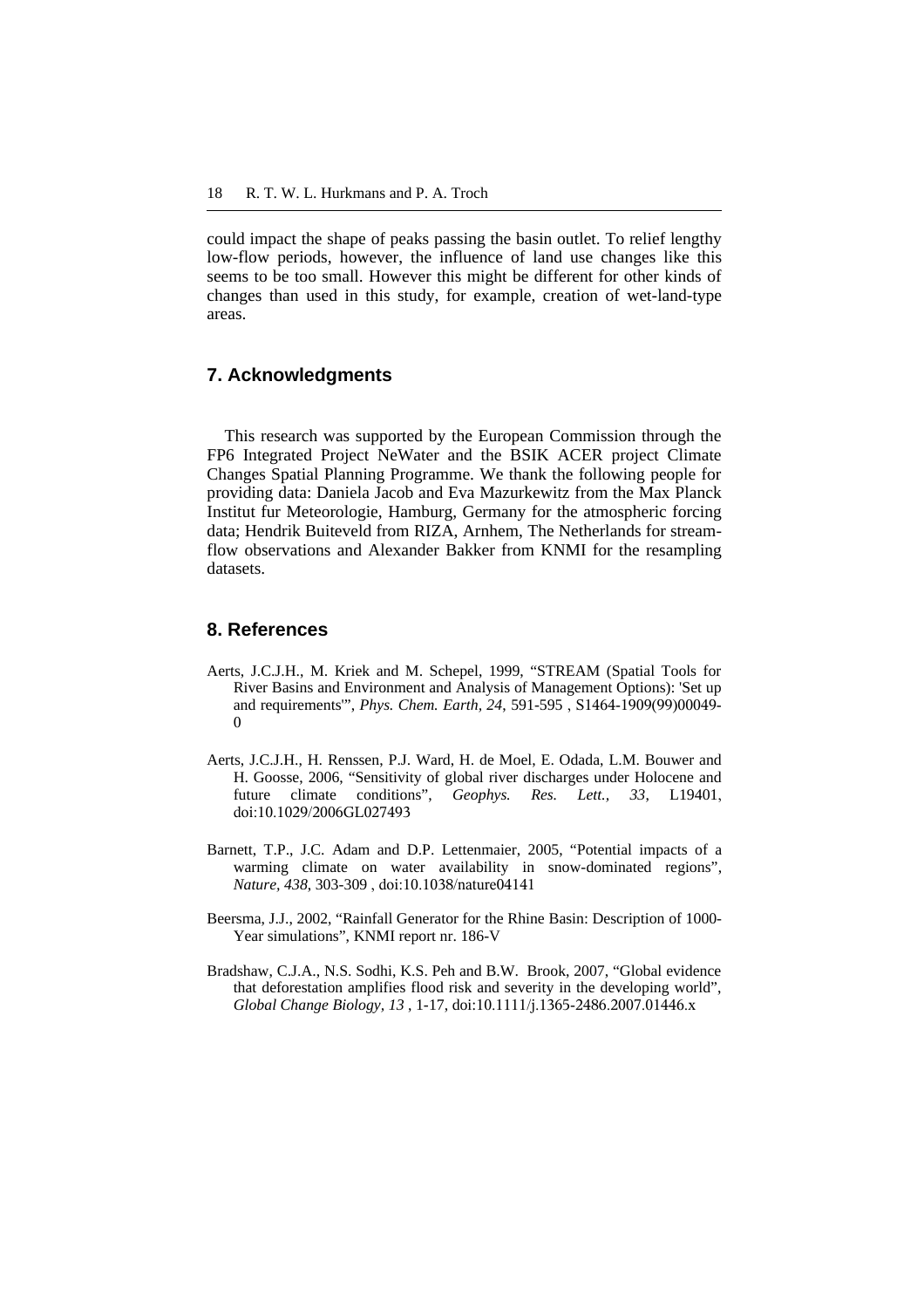could impact the shape of peaks passing the basin outlet. To relief lengthy low-flow periods, however, the influence of land use changes like this seems to be too small. However this might be different for other kinds of changes than used in this study, for example, creation of wet-land-type areas.

## 7. Acknowledgments

This research was supported by the European Commission through the FP6 Integrated Project NeWater and the BSIK ACER project Climate Changes Spatial Planning Programme. We thank the following people for providing data: Daniela Jacob and Eva Mazurkewitz from the Max Planck Institut fur Meteorologie, Hamburg, Germany for the atmospheric forcing data; Hendrik Buiteveld from RIZA, Arnhem, The Netherlands for streamflow observations and Alexander Bakker from KNMI for the resampling datasets.

## 8. References

Aerts, J.C.J.H., M. Kriek and M. Schepel, 1999, "STREAM (Spatial Tools for River Basins and Environment and Analysis of Management Options): 'Set up and requirements'", *Phys. Chem. Earth, 24*, 591-595 , S1464-1909(99)00049-0

Aerts, J.C.J.H., H. Renssen, P.J. Ward, H. de Moel, E. Odada, L.M. Bouwer and H. Goosse, 2006, "Sensitivity of global river discharges under Holocene and future climate conditions", *Geophys. Res. Lett., 33*, L19401, doi:10.1029/2006GL027493

Barnett, T.P., J.C. Adam and D.P. Lettenmaier, 2005, "Potential impacts of a warming climate on water availability in snow-dominated regions", *Nature, 438*, 303-309 , doi:10.1038/nature04141

Beersma, J.J., 2002, "Rainfall Generator for the Rhine Basin: Description of 1000-Year simulations", KNMI report nr. 186-V

Bradshaw, C.J.A., N.S. Sodhi, K.S. Peh and B.W. Brook, 2007, "Global evidence that deforestation amplifies flood risk and severity in the developing world", *Global Change Biology, 13* , 1-17, doi:10.1111/j.1365-2486.2007.01446.x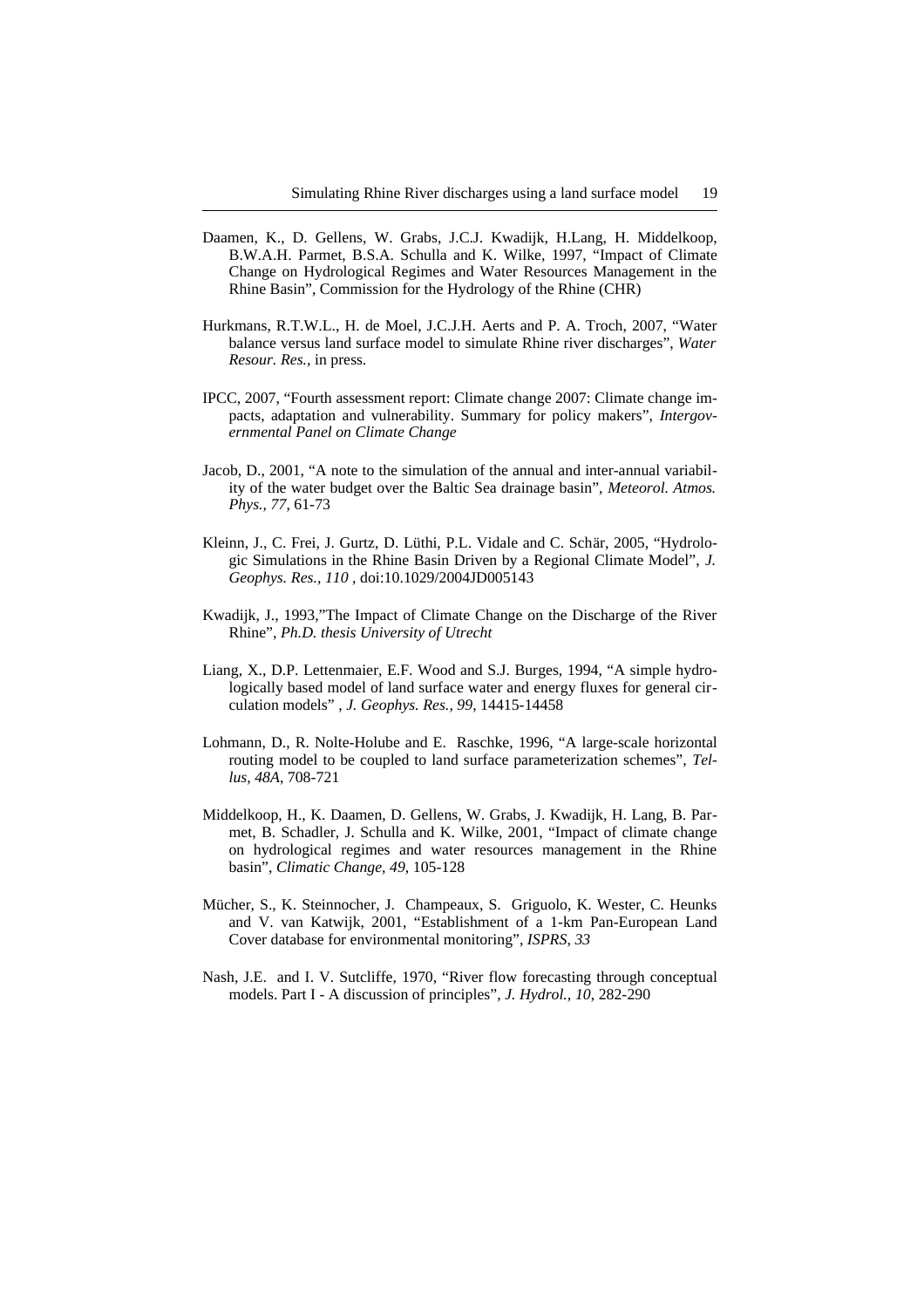Daamen, K., D. Gellens, W. Grabs, J.C.J. Kwadijk, H.Lang, H. Middelkoop, B.W.A.H. Parmet, B.S.A. Schulla and K. Wilke, 1997, "Impact of Climate Change on Hydrological Regimes and Water Resources Management in the Rhine Basin", Commission for the Hydrology of the Rhine (CHR)

Hurkmans, R.T.W.L., H. de Moel, J.C.J.H. Aerts and P. A. Troch, 2007, "Water balance versus land surface model to simulate Rhine river discharges", *Water Resour. Res.*, in press.

IPCC, 2007, "Fourth assessment report: Climate change 2007: Climate change impacts, adaptation and vulnerability. Summary for policy makers", *Intergovernmental Panel on Climate Change*

Jacob, D., 2001, "A note to the simulation of the annual and inter-annual variability of the water budget over the Baltic Sea drainage basin", *Meteorol. Atmos. Phys., 77*, 61-73

Kleinn, J., C. Frei, J. Gurtz, D. Lüthi, P.L. Vidale and C. Schär, 2005, "Hydrologic Simulations in the Rhine Basin Driven by a Regional Climate Model", *J. Geophys. Res., 110* , doi:10.1029/2004JD005143

Kwadijk, J., 1993,"The Impact of Climate Change on the Discharge of the River Rhine", *Ph.D. thesis University of Utrecht*

Liang, X., D.P. Lettenmaier, E.F. Wood and S.J. Burges, 1994, "A simple hydrologically based model of land surface water and energy fluxes for general circulation models" , *J. Geophys. Res., 99*, 14415-14458

Lohmann, D., R. Nolte-Holube and E. Raschke, 1996, "A large-scale horizontal routing model to be coupled to land surface parameterization schemes", *Tellus, 48A*, 708-721

Middelkoop, H., K. Daamen, D. Gellens, W. Grabs, J. Kwadijk, H. Lang, B. Parmet, B. Schadler, J. Schulla and K. Wilke, 2001, "Impact of climate change on hydrological regimes and water resources management in the Rhine basin", *Climatic Change, 49*, 105-128

Mücher, S., K. Steinnocher, J. Champeaux, S. Griguolo, K. Wester, C. Heunks and V. van Katwijk, 2001, "Establishment of a 1-km Pan-European Land Cover database for environmental monitoring", *ISPRS, 33*

Nash, J.E. and I. V. Sutcliffe, 1970, "River flow forecasting through conceptual models. Part I - A discussion of principles", *J. Hydrol., 10*, 282-290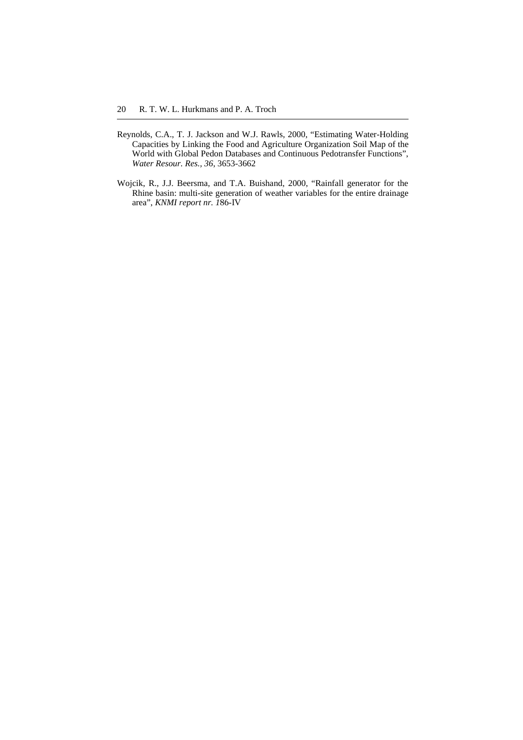Reynolds, C.A., T. J. Jackson and W.J. Rawls, 2000, "Estimating Water-Holding Capacities by Linking the Food and Agriculture Organization Soil Map of the World with Global Pedon Databases and Continuous Pedotransfer Functions", *Water Resour. Res.*, *36*, 3653-3662

Wojcik, R., J.J. Beersma, and T.A. Buishand, 2000, "Rainfall generator for the Rhine basin: multi-site generation of weather variables for the entire drainage area", *KNMI report nr. 1*86-IV